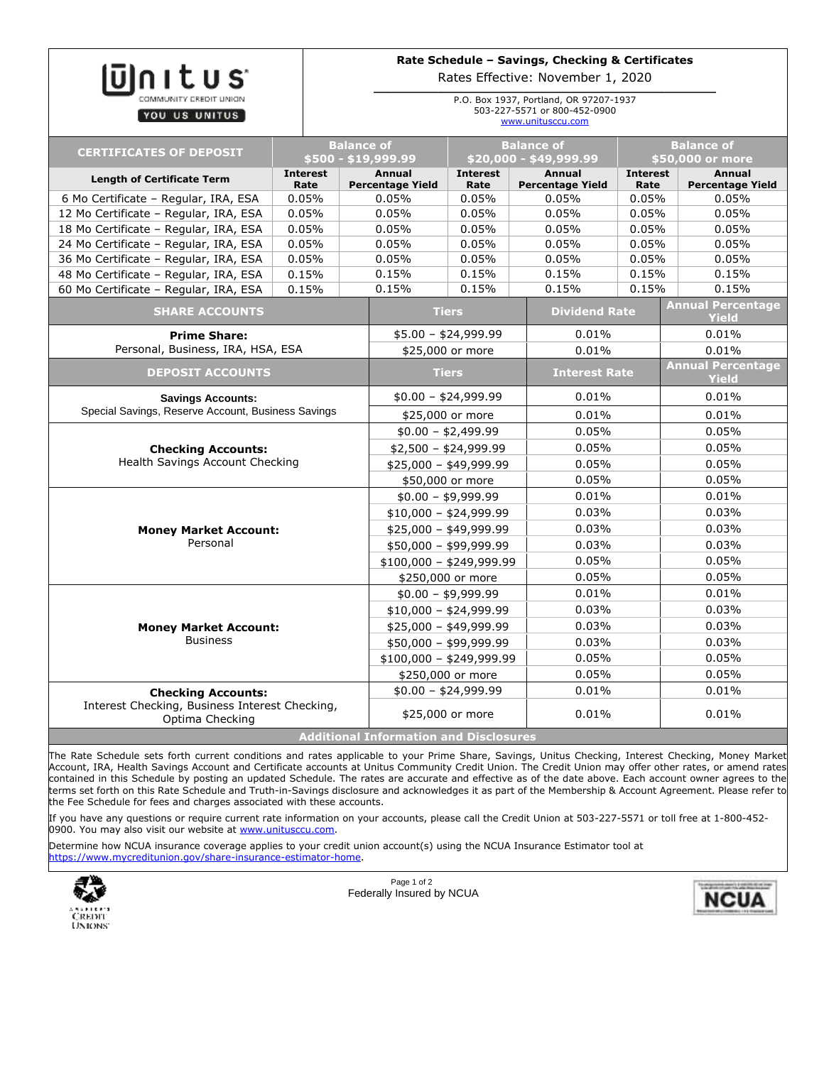# Unitus Community Credit Union

YOU US UNITUS

## Rate Schedule – Savings, Checking & Certificates

Rates Effective: November 1, 2020

P.O. Box 1937, Portland, OR 97207-1937
503-227-5571 or 800-452-0900
www.unitusccu.com

| CERTIFICATES OF DEPOSIT | Balance of $500 - $19,999.99 | | Balance of $20,000 - $49,999.99 | | Balance of $50,000 or more | |
|---|---|---|---|---|---|---|
| Length of Certificate Term | Interest Rate | Annual Percentage Yield | Interest Rate | Annual Percentage Yield | Interest Rate | Annual Percentage Yield |
| 6 Mo Certificate – Regular, IRA, ESA | 0.05% | 0.05% | 0.05% | 0.05% | 0.05% | 0.05% |
| 12 Mo Certificate – Regular, IRA, ESA | 0.05% | 0.05% | 0.05% | 0.05% | 0.05% | 0.05% |
| 18 Mo Certificate – Regular, IRA, ESA | 0.05% | 0.05% | 0.05% | 0.05% | 0.05% | 0.05% |
| 24 Mo Certificate – Regular, IRA, ESA | 0.05% | 0.05% | 0.05% | 0.05% | 0.05% | 0.05% |
| 36 Mo Certificate – Regular, IRA, ESA | 0.05% | 0.05% | 0.05% | 0.05% | 0.05% | 0.05% |
| 48 Mo Certificate – Regular, IRA, ESA | 0.15% | 0.15% | 0.15% | 0.15% | 0.15% | 0.15% |
| 60 Mo Certificate – Regular, IRA, ESA | 0.15% | 0.15% | 0.15% | 0.15% | 0.15% | 0.15% |

| SHARE ACCOUNTS | Tiers | Dividend Rate | Annual Percentage Yield |
|---|---|---|---|
| **Prime Share:** Personal, Business, IRA, HSA, ESA | $5.00 – $24,999.99 | 0.01% | 0.01% |
| | $25,000 or more | 0.01% | 0.01% |

| DEPOSIT ACCOUNTS | Tiers | Interest Rate | Annual Percentage Yield |
|---|---|---|---|
| **Savings Accounts:** Special Savings, Reserve Account, Business Savings | $0.00 – $24,999.99 | 0.01% | 0.01% |
| | $25,000 or more | 0.01% | 0.01% |
| **Checking Accounts:** Health Savings Account Checking | $0.00 – $2,499.99 | 0.05% | 0.05% |
| | $2,500 – $24,999.99 | 0.05% | 0.05% |
| | $25,000 – $49,999.99 | 0.05% | 0.05% |
| | $50,000 or more | 0.05% | 0.05% |
| **Money Market Account:** Personal | $0.00 – $9,999.99 | 0.01% | 0.01% |
| | $10,000 – $24,999.99 | 0.03% | 0.03% |
| | $25,000 – $49,999.99 | 0.03% | 0.03% |
| | $50,000 – $99,999.99 | 0.03% | 0.03% |
| | $100,000 – $249,999.99 | 0.05% | 0.05% |
| | $250,000 or more | 0.05% | 0.05% |
| **Money Market Account:** Business | $0.00 – $9,999.99 | 0.01% | 0.01% |
| | $10,000 – $24,999.99 | 0.03% | 0.03% |
| | $25,000 – $49,999.99 | 0.03% | 0.03% |
| | $50,000 – $99,999.99 | 0.03% | 0.03% |
| | $100,000 – $249,999.99 | 0.05% | 0.05% |
| | $250,000 or more | 0.05% | 0.05% |
| **Checking Accounts:** Interest Checking, Business Interest Checking, Optima Checking | $0.00 – $24,999.99 | 0.01% | 0.01% |
| | $25,000 or more | 0.01% | 0.01% |

### Additional Information and Disclosures

The Rate Schedule sets forth current conditions and rates applicable to your Prime Share, Savings, Unitus Checking, Interest Checking, Money Market Account, IRA, Health Savings Account and Certificate accounts at Unitus Community Credit Union. The Credit Union may offer other rates, or amend rates contained in this Schedule by posting an updated Schedule. The rates are accurate and effective as of the date above. Each account owner agrees to the terms set forth on this Rate Schedule and Truth-in-Savings disclosure and acknowledges it as part of the Membership & Account Agreement. Please refer to the Fee Schedule for fees and charges associated with these accounts.

If you have any questions or require current rate information on your accounts, please call the Credit Union at 503-227-5571 or toll free at 1-800-452-0900. You may also visit our website at www.unitusccu.com.

Determine how NCUA insurance coverage applies to your credit union account(s) using the NCUA Insurance Estimator tool at https://www.mycreditunion.gov/share-insurance-estimator-home.

Federally Insured by NCUA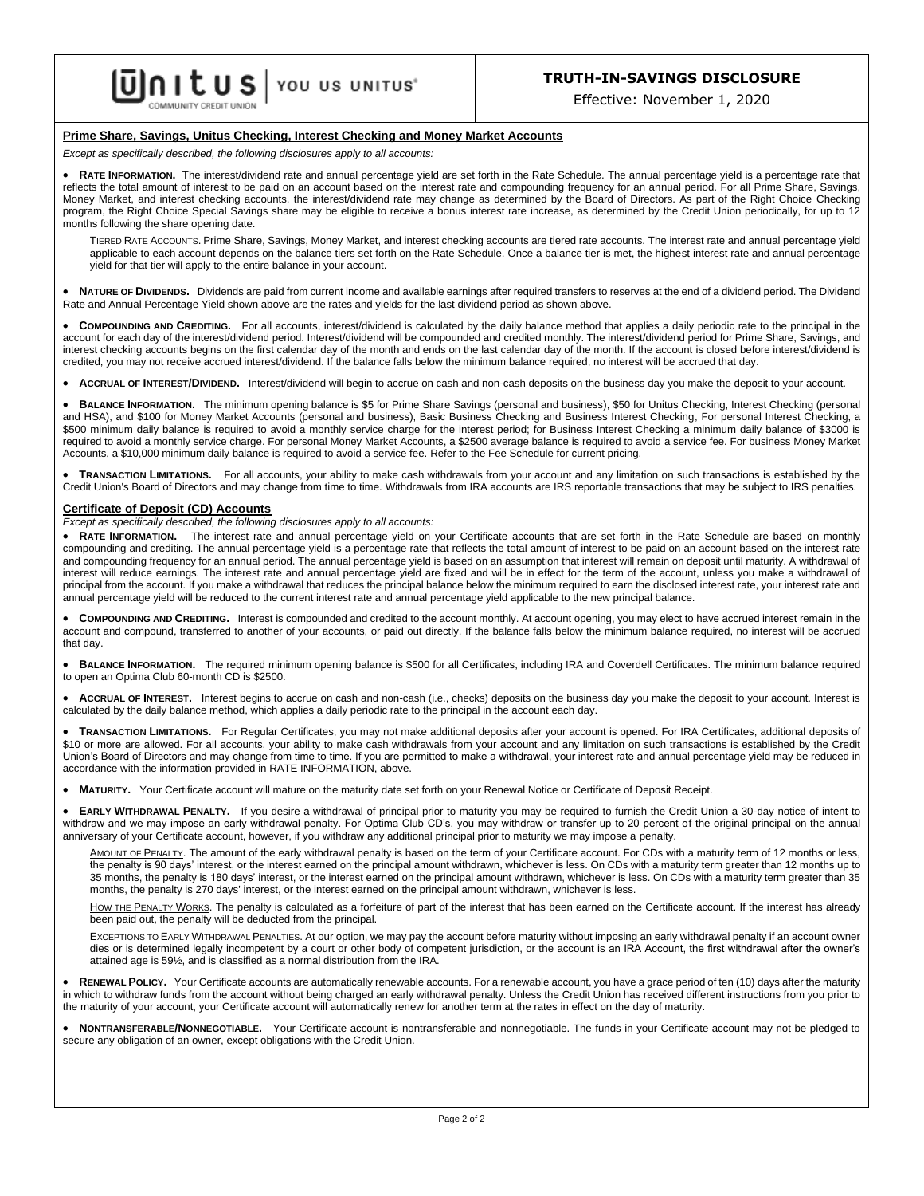Unitus COMMUNITY CREDIT UNION | YOU US UNITUS®

# TRUTH-IN-SAVINGS DISCLOSURE

Effective: November 1, 2020

## Prime Share, Savings, Unitus Checking, Interest Checking and Money Market Accounts

*Except as specifically described, the following disclosures apply to all accounts:*

- **RATE INFORMATION.** The interest/dividend rate and annual percentage yield are set forth in the Rate Schedule. The annual percentage yield is a percentage rate that reflects the total amount of interest to be paid on an account based on the interest rate and compounding frequency for an annual period. For all Prime Share, Savings, Money Market, and interest checking accounts, the interest/dividend rate may change as determined by the Board of Directors. As part of the Right Choice Checking program, the Right Choice Special Savings share may be eligible to receive a bonus interest rate increase, as determined by the Credit Union periodically, for up to 12 months following the share opening date.

  TIERED RATE ACCOUNTS. Prime Share, Savings, Money Market, and interest checking accounts are tiered rate accounts. The interest rate and annual percentage yield applicable to each account depends on the balance tiers set forth on the Rate Schedule. Once a balance tier is met, the highest interest rate and annual percentage yield for that tier will apply to the entire balance in your account.

- **NATURE OF DIVIDENDS.** Dividends are paid from current income and available earnings after required transfers to reserves at the end of a dividend period. The Dividend Rate and Annual Percentage Yield shown above are the rates and yields for the last dividend period as shown above.

- **COMPOUNDING AND CREDITING.** For all accounts, interest/dividend is calculated by the daily balance method that applies a daily periodic rate to the principal in the account for each day of the interest/dividend period. Interest/dividend will be compounded and credited monthly. The interest/dividend period for Prime Share, Savings, and interest checking accounts begins on the first calendar day of the month and ends on the last calendar day of the month. If the account is closed before interest/dividend is credited, you may not receive accrued interest/dividend. If the balance falls below the minimum balance required, no interest will be accrued that day.

- **ACCRUAL OF INTEREST/DIVIDEND.** Interest/dividend will begin to accrue on cash and non-cash deposits on the business day you make the deposit to your account.

- **BALANCE INFORMATION.** The minimum opening balance is $5 for Prime Share Savings (personal and business), $50 for Unitus Checking, Interest Checking (personal and HSA), and $100 for Money Market Accounts (personal and business), Basic Business Checking and Business Interest Checking, For personal Interest Checking, a $500 minimum daily balance is required to avoid a monthly service charge for the interest period; for Business Interest Checking a minimum daily balance of $3000 is required to avoid a monthly service charge. For personal Money Market Accounts, a $2500 average balance is required to avoid a service fee. For business Money Market Accounts, a $10,000 minimum daily balance is required to avoid a service fee. Refer to the Fee Schedule for current pricing.

- **TRANSACTION LIMITATIONS.** For all accounts, your ability to make cash withdrawals from your account and any limitation on such transactions is established by the Credit Union's Board of Directors and may change from time to time. Withdrawals from IRA accounts are IRS reportable transactions that may be subject to IRS penalties.

## Certificate of Deposit (CD) Accounts

*Except as specifically described, the following disclosures apply to all accounts:*

- **RATE INFORMATION.** The interest rate and annual percentage yield on your Certificate accounts that are set forth in the Rate Schedule are based on monthly compounding and crediting. The annual percentage yield is a percentage rate that reflects the total amount of interest to be paid on an account based on the interest rate and compounding frequency for an annual period. The annual percentage yield is based on an assumption that interest will remain on deposit until maturity. A withdrawal of interest will reduce earnings. The interest rate and annual percentage yield are fixed and will be in effect for the term of the account, unless you make a withdrawal of principal from the account. If you make a withdrawal that reduces the principal balance below the minimum required to earn the disclosed interest rate, your interest rate and annual percentage yield will be reduced to the current interest rate and annual percentage yield applicable to the new principal balance.

- **COMPOUNDING AND CREDITING.** Interest is compounded and credited to the account monthly. At account opening, you may elect to have accrued interest remain in the account and compound, transferred to another of your accounts, or paid out directly. If the balance falls below the minimum balance required, no interest will be accrued that day.

- **BALANCE INFORMATION.** The required minimum opening balance is $500 for all Certificates, including IRA and Coverdell Certificates. The minimum balance required to open an Optima Club 60-month CD is $2500.

- **ACCRUAL OF INTEREST.** Interest begins to accrue on cash and non-cash (i.e., checks) deposits on the business day you make the deposit to your account. Interest is calculated by the daily balance method, which applies a daily periodic rate to the principal in the account each day.

- **TRANSACTION LIMITATIONS.** For Regular Certificates, you may not make additional deposits after your account is opened. For IRA Certificates, additional deposits of $10 or more are allowed. For all accounts, your ability to make cash withdrawals from your account and any limitation on such transactions is established by the Credit Union's Board of Directors and may change from time to time. If you are permitted to make a withdrawal, your interest rate and annual percentage yield may be reduced in accordance with the information provided in RATE INFORMATION, above.

- **MATURITY.** Your Certificate account will mature on the maturity date set forth on your Renewal Notice or Certificate of Deposit Receipt.

- **EARLY WITHDRAWAL PENALTY.** If you desire a withdrawal of principal prior to maturity you may be required to furnish the Credit Union a 30-day notice of intent to withdraw and we may impose an early withdrawal penalty. For Optima Club CD's, you may withdraw or transfer up to 20 percent of the original principal on the annual anniversary of your Certificate account, however, if you withdraw any additional principal prior to maturity we may impose a penalty.

  AMOUNT OF PENALTY. The amount of the early withdrawal penalty is based on the term of your Certificate account. For CDs with a maturity term of 12 months or less, the penalty is 90 days' interest, or the interest earned on the principal amount withdrawn, whichever is less. On CDs with a maturity term greater than 12 months up to 35 months, the penalty is 180 days' interest, or the interest earned on the principal amount withdrawn, whichever is less. On CDs with a maturity term greater than 35 months, the penalty is 270 days' interest, or the interest earned on the principal amount withdrawn, whichever is less.

  HOW THE PENALTY WORKS. The penalty is calculated as a forfeiture of part of the interest that has been earned on the Certificate account. If the interest has already been paid out, the penalty will be deducted from the principal.

  EXCEPTIONS TO EARLY WITHDRAWAL PENALTIES. At our option, we may pay the account before maturity without imposing an early withdrawal penalty if an account owner dies or is determined legally incompetent by a court or other body of competent jurisdiction, or the account is an IRA Account, the first withdrawal after the owner's attained age is 59½, and is classified as a normal distribution from the IRA.

- **RENEWAL POLICY.** Your Certificate accounts are automatically renewable accounts. For a renewable account, you have a grace period of ten (10) days after the maturity in which to withdraw funds from the account without being charged an early withdrawal penalty. Unless the Credit Union has received different instructions from you prior to the maturity of your account, your Certificate account will automatically renew for another term at the rates in effect on the day of maturity.

- **NONTRANSFERABLE/NONNEGOTIABLE.** Your Certificate account is nontransferable and nonnegotiable. The funds in your Certificate account may not be pledged to secure any obligation of an owner, except obligations with the Credit Union.